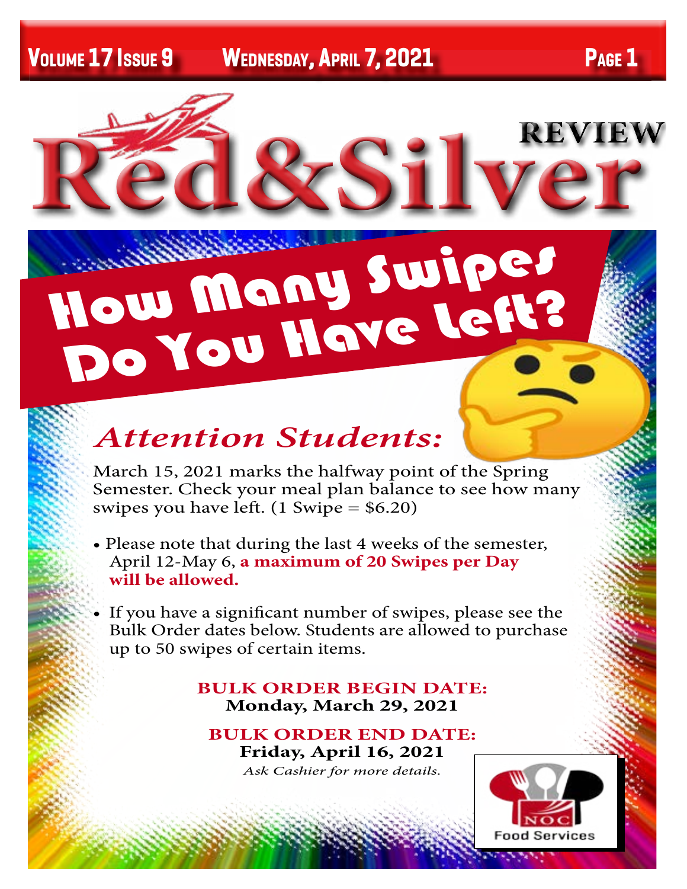# Red&Silver REVIEW

## How Many Swipes Do You Have Left?

### *Attention Students:*

March 15, 2021 marks the halfway point of the Spring Semester. Check your meal plan balance to see how many swipes you have left. (1 Swipe = $6.20)

- Please note that during the last 4 weeks of the semester, April 12-May 6, **a maximum of 20 Swipes per Day will be allowed.**
- If you have a significant number of swipes, please see the Bulk Order dates below. Students are allowed to purchase up to 50 swipes of certain items.

**BULK ORDER BEGIN DATE:**
**Monday, March 29, 2021**

**BULK ORDER END DATE:**
**Friday, April 16, 2021**

*Ask Cashier for more details.*

NOC Food Services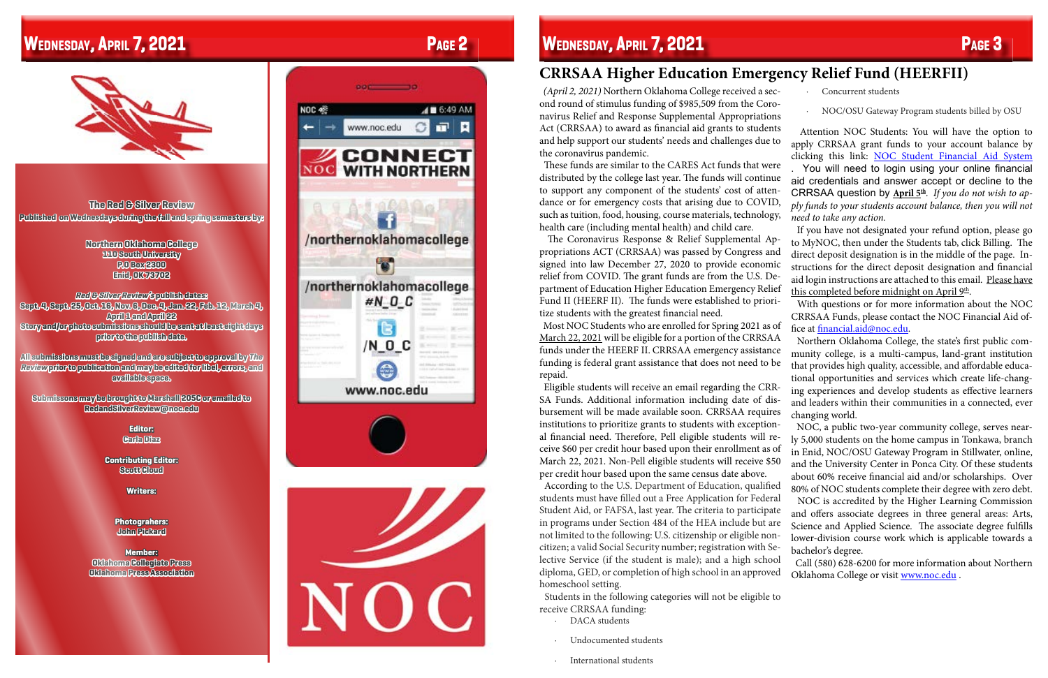The Red & Silver Review

Published on Wednesdays during the fall and spring semesters by:

Northern Oklahoma College
110 South University
P.O Box 2300
Enid, OK 73702

*Red & Silver Review's* publish dates:
Sept. 4, Sept. 25, Oct. 16, Nov. 6, Dec. 4, Jan. 22, Feb. 12, March 4, April 1 and April 22

Story and/or photo submissions should be sent at least eight days prior to the publish date.

All submissions must be signed and are subject to approval by *The Review* prior to publication and may be edited for libel, errors, and available space.

Submissons may be brought to Marshall 205C or emailed to RedandSilverReview@noc.edu

Editor:
Carla Diaz

Contributing Editor:
Scott Cloud

Writers:

Photographers:
John Pickard

Member:
Oklahoma Collegiate Press
Oklahoma Press Association

CONNECT WITH NORTHERN

/northernoklahomacollege

/northernoklahomacollege

#N_O_C

/N_O_C

www.noc.edu

## CRRSAA Higher Education Emergency Relief Fund (HEERFII)

*(April 2, 2021)* Northern Oklahoma College received a second round of stimulus funding of $985,509 from the Coronavirus Relief and Response Supplemental Appropriations Act (CRRSAA) to award as financial aid grants to students and help support our students' needs and challenges due to the coronavirus pandemic.

These funds are similar to the CARES Act funds that were distributed by the college last year. The funds will continue to support any component of the students' cost of attendance or for emergency costs that arising due to COVID, such as tuition, food, housing, course materials, technology, health care (including mental health) and child care.

The Coronavirus Response & Relief Supplemental Appropriations ACT (CRRSAA) was passed by Congress and signed into law December 27, 2020 to provide economic relief from COVID. The grant funds are from the U.S. Department of Education Higher Education Emergency Relief Fund II (HEERF II). The funds were established to prioritize students with the greatest financial need.

Most NOC Students who are enrolled for Spring 2021 as of March 22, 2021 will be eligible for a portion of the CRRSAA funds under the HEERF II. CRRSAA emergency assistance funding is federal grant assistance that does not need to be repaid.

Eligible students will receive an email regarding the CRRSA Funds. Additional information including date of disbursement will be made available soon. CRRSAA requires institutions to prioritize grants to students with exceptional financial need. Therefore, Pell eligible students will receive $60 per credit hour based upon their enrollment as of March 22, 2021. Non-Pell eligible students will receive $50 per credit hour based upon the same census date above.

According to the U.S. Department of Education, qualified students must have filled out a Free Application for Federal Student Aid, or FAFSA, last year. The criteria to participate in programs under Section 484 of the HEA include but are not limited to the following: U.S. citizenship or eligible noncitizen; a valid Social Security number; registration with Selective Service (if the student is male); and a high school diploma, GED, or completion of high school in an approved homeschool setting.

Students in the following categories will not be eligible to receive CRRSAA funding:

- DACA students
- Undocumented students
- International students
- Concurrent students
- NOC/OSU Gateway Program students billed by OSU

Attention NOC Students: You will have the option to apply CRRSAA grant funds to your account balance by clicking this link: NOC Student Financial Aid System. You will need to login using your online financial aid credentials and answer accept or decline to the CRRSAA question by **April 5th**. *If you do not wish to apply funds to your students account balance, then you will not need to take any action.*

If you have not designated your refund option, please go to MyNOC, then under the Students tab, click Billing. The direct deposit designation is in the middle of the page. Instructions for the direct deposit designation and financial aid login instructions are attached to this email. Please have this completed before midnight on April 9th.

With questions or for more information about the NOC CRRSAA Funds, please contact the NOC Financial Aid office at financial.aid@noc.edu.

Northern Oklahoma College, the state's first public community college, is a multi-campus, land-grant institution that provides high quality, accessible, and affordable educational opportunities and services which create life-changing experiences and develop students as effective learners and leaders within their communities in a connected, ever changing world.

NOC, a public two-year community college, serves nearly 5,000 students on the home campus in Tonkawa, branch in Enid, NOC/OSU Gateway Program in Stillwater, online, and the University Center in Ponca City. Of these students about 60% receive financial aid and/or scholarships. Over 80% of NOC students complete their degree with zero debt.

NOC is accredited by the Higher Learning Commission and offers associate degrees in three general areas: Arts, Science and Applied Science. The associate degree fulfills lower-division course work which is applicable towards a bachelor's degree.

Call (580) 628-6200 for more information about Northern Oklahoma College or visit www.noc.edu .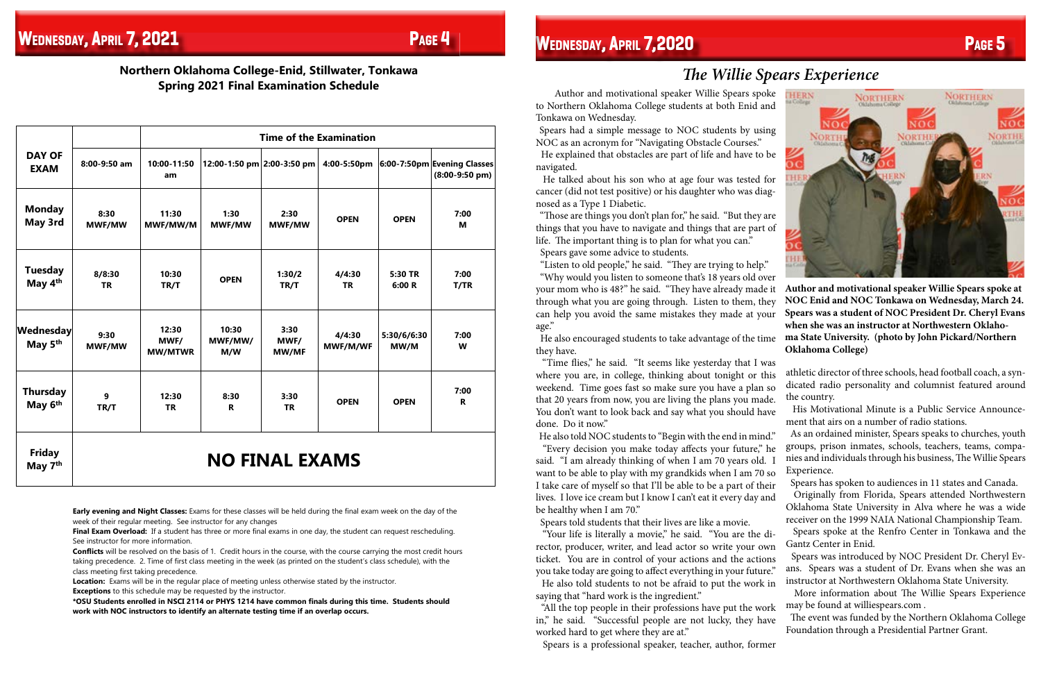## Northern Oklahoma College-Enid, Stillwater, Tonkawa Spring 2021 Final Examination Schedule

| DAY OF EXAM | Time of the Examination | | | | | | |
|---|---|---|---|---|---|---|---|
| | 8:00-9:50 am | 10:00-11:50 am | 12:00-1:50 pm | 2:00-3:50 pm | 4:00-5:50pm | 6:00-7:50pm | Evening Classes (8:00-9:50 pm) |
| Monday May 3rd | 8:30 MWF/MW | 11:30 MWF/MW/M | 1:30 MWF/MW | 2:30 MWF/MW | OPEN | OPEN | 7:00 M |
| Tuesday May 4th | 8/8:30 TR | 10:30 TR/T | OPEN | 1:30/2 TR/T | 4/4:30 TR | 5:30 TR 6:00 R | 7:00 T/TR |
| Wednesday May 5th | 9:30 MWF/MW | 12:30 MWF/ MW/MTWR | 10:30 MWF/MW/ M/W | 3:30 MWF/ MW/MF | 4/4:30 MWF/M/WF | 5:30/6/6:30 MW/M | 7:00 W |
| Thursday May 6th | 9 TR/T | 12:30 TR | 8:30 R | 3:30 TR | OPEN | OPEN | 7:00 R |
| Friday May 7th | NO FINAL EXAMS | | | | | | |

**Early evening and Night Classes:** Exams for these classes will be held during the final exam week on the day of the week of their regular meeting. See instructor for any changes

**Final Exam Overload:** If a student has three or more final exams in one day, the student can request rescheduling. See instructor for more information.

**Conflicts** will be resolved on the basis of 1. Credit hours in the course, with the course carrying the most credit hours taking precedence. 2. Time of first class meeting in the week (as printed on the student's class schedule), with the class meeting first taking precedence.

**Location:** Exams will be in the regular place of meeting unless otherwise stated by the instructor.

**Exceptions** to this schedule may be requested by the instructor.

**\*OSU Students enrolled in NSCI 2114 or PHYS 1214 have common finals during this time. Students should work with NOC instructors to identify an alternate testing time if an overlap occurs.**

## *The Willie Spears Experience*

Author and motivational speaker Willie Spears spoke to Northern Oklahoma College students at both Enid and Tonkawa on Wednesday.

Spears had a simple message to NOC students by using NOC as an acronym for "Navigating Obstacle Courses."

He explained that obstacles are part of life and have to be navigated.

He talked about his son who at age four was tested for cancer (did not test positive) or his daughter who was diagnosed as a Type 1 Diabetic.

"Those are things you don't plan for," he said. "But they are things that you have to navigate and things that are part of life. The important thing is to plan for what you can."

Spears gave some advice to students.

"Listen to old people," he said. "They are trying to help."

"Why would you listen to someone that's 18 years old over your mom who is 48?" he said. "They have already made it through what you are going through. Listen to them, they can help you avoid the same mistakes they made at your age."

He also encouraged students to take advantage of the time they have.

"Time flies," he said. "It seems like yesterday that I was where you are, in college, thinking about tonight or this weekend. Time goes fast so make sure you have a plan so that 20 years from now, you are living the plans you made. You don't want to look back and say what you should have done. Do it now."

He also told NOC students to "Begin with the end in mind."

"Every decision you make today affects your future," he said. "I am already thinking of when I am 70 years old. I want to be able to play with my grandkids when I am 70 so I take care of myself so that I'll be able to be a part of their lives. I love ice cream but I know I can't eat it every day and be healthy when I am 70."

Spears told students that their lives are like a movie.

"Your life is literally a movie," he said. "You are the director, producer, writer, and lead actor so write your own ticket. You are in control of your actions and the actions you take today are going to affect everything in your future."

He also told students to not be afraid to put the work in saying that "hard work is the ingredient."

"All the top people in their professions have put the work in," he said. "Successful people are not lucky, they have worked hard to get where they are at."

Spears is a professional speaker, teacher, author, former athletic director of three schools, head football coach, a syndicated radio personality and columnist featured around the country.

His Motivational Minute is a Public Service Announcement that airs on a number of radio stations.

As an ordained minister, Spears speaks to churches, youth groups, prison inmates, schools, teachers, teams, companies and individuals through his business, The Willie Spears Experience.

Spears has spoken to audiences in 11 states and Canada.

Originally from Florida, Spears attended Northwestern Oklahoma State University in Alva where he was a wide receiver on the 1999 NAIA National Championship Team.

Spears spoke at the Renfro Center in Tonkawa and the Gantz Center in Enid.

Spears was introduced by NOC President Dr. Cheryl Evans. Spears was a student of Dr. Evans when she was an instructor at Northwestern Oklahoma State University.

More information about The Willie Spears Experience may be found at williespears.com .

The event was funded by the Northern Oklahoma College Foundation through a Presidential Partner Grant.

**Author and motivational speaker Willie Spears spoke at NOC Enid and NOC Tonkawa on Wednesday, March 24. Spears was a student of NOC President Dr. Cheryl Evans when she was an instructor at Northwestern Oklahoma State University. (photo by John Pickard/Northern Oklahoma College)**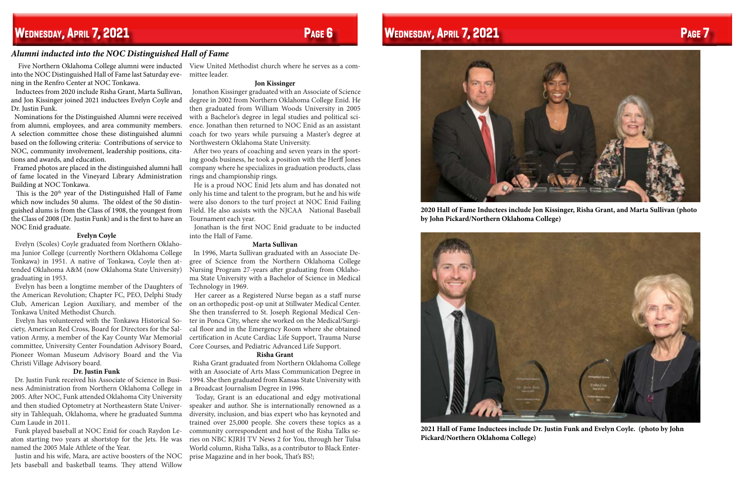## *Alumni inducted into the NOC Distinguished Hall of Fame*

Five Northern Oklahoma College alumni were inducted into the NOC Distinguished Hall of Fame last Saturday evening in the Renfro Center at NOC Tonkawa.

Inductees from 2020 include Risha Grant, Marta Sullivan, and Jon Kissinger joined 2021 inductees Evelyn Coyle and Dr. Justin Funk.

Nominations for the Distinguished Alumni were received from alumni, employees, and area community members. A selection committee chose these distinguished alumni based on the following criteria: Contributions of service to NOC, community involvement, leadership positions, citations and awards, and education.

Framed photos are placed in the distinguished alumni hall of fame located in the Vineyard Library Administration Building at NOC Tonkawa.

This is the 20th year of the Distinguished Hall of Fame which now includes 50 alums. The oldest of the 50 distinguished alums is from the Class of 1908, the youngest from the Class of 2008 (Dr. Justin Funk) and is the first to have an NOC Enid graduate.

**Evelyn Coyle**

Evelyn (Scoles) Coyle graduated from Northern Oklahoma Junior College (currently Northern Oklahoma College Tonkawa) in 1951. A native of Tonkawa, Coyle then attended Oklahoma A&M (now Oklahoma State University) graduating in 1953.

Evelyn has been a longtime member of the Daughters of the American Revolution; Chapter FC, PEO, Delphi Study Club, American Legion Auxiliary, and member of the Tonkawa United Methodist Church.

Evelyn has volunteered with the Tonkawa Historical Society, American Red Cross, Board for Directors for the Salvation Army, a member of the Kay County War Memorial committee, University Center Foundation Advisory Board, Pioneer Woman Museum Advisory Board and the Via Christi Village Advisory board.

**Dr. Justin Funk**

Dr. Justin Funk received his Associate of Science in Business Administration from Northern Oklahoma College in 2005. After NOC, Funk attended Oklahoma City University and then studied Optometry at Northeastern State University in Tahlequah, Oklahoma, where he graduated Summa Cum Laude in 2011.

Funk played baseball at NOC Enid for coach Raydon Leaton starting two years at shortstop for the Jets. He was named the 2005 Male Athlete of the Year.

Justin and his wife, Mara, are active boosters of the NOC Jets baseball and basketball teams. They attend Willow View United Methodist church where he serves as a committee leader.

**Jon Kissinger**

Jonathon Kissinger graduated with an Associate of Science degree in 2002 from Northern Oklahoma College Enid. He then graduated from William Woods University in 2005 with a Bachelor's degree in legal studies and political science. Jonathan then returned to NOC Enid as an assistant coach for two years while pursuing a Master's degree at Northwestern Oklahoma State University.

After two years of coaching and seven years in the sporting goods business, he took a position with the Herff Jones company where he specializes in graduation products, class rings and championship rings.

He is a proud NOC Enid Jets alum and has donated not only his time and talent to the program, but he and his wife were also donors to the turf project at NOC Enid Failing Field. He also assists with the NJCAA National Baseball Tournament each year.

Jonathan is the first NOC Enid graduate to be inducted into the Hall of Fame.

**Marta Sullivan**

In 1996, Marta Sullivan graduated with an Associate Degree of Science from the Northern Oklahoma College Nursing Program 27-years after graduating from Oklahoma State University with a Bachelor of Science in Medical Technology in 1969.

Her career as a Registered Nurse began as a staff nurse on an orthopedic post-op unit at Stillwater Medical Center. She then transferred to St. Joseph Regional Medical Center in Ponca City, where she worked on the Medical/Surgical floor and in the Emergency Room where she obtained certification in Acute Cardiac Life Support, Trauma Nurse Core Courses, and Pediatric Advanced Life Support.

**Risha Grant**

Risha Grant graduated from Northern Oklahoma College with an Associate of Arts Mass Communication Degree in 1994. She then graduated from Kansas State University with a Broadcast Journalism Degree in 1996.

Today, Grant is an educational and edgy motivational speaker and author. She is internationally renowned as a diversity, inclusion, and bias expert who has keynoted and trained over 25,000 people. She covers these topics as a community correspondent and host of the Risha Talks series on NBC KJRH TV News 2 for You, through her Tulsa World column, Risha Talks, as a contributor to Black Enterprise Magazine and in her book, That's BS!;

**2020 Hall of Fame Inductees include Jon Kissinger, Risha Grant, and Marta Sullivan (photo by John Pickard/Northern Oklahoma College)**

**2021 Hall of Fame Inductees include Dr. Justin Funk and Evelyn Coyle. (photo by John Pickard/Northern Oklahoma College)**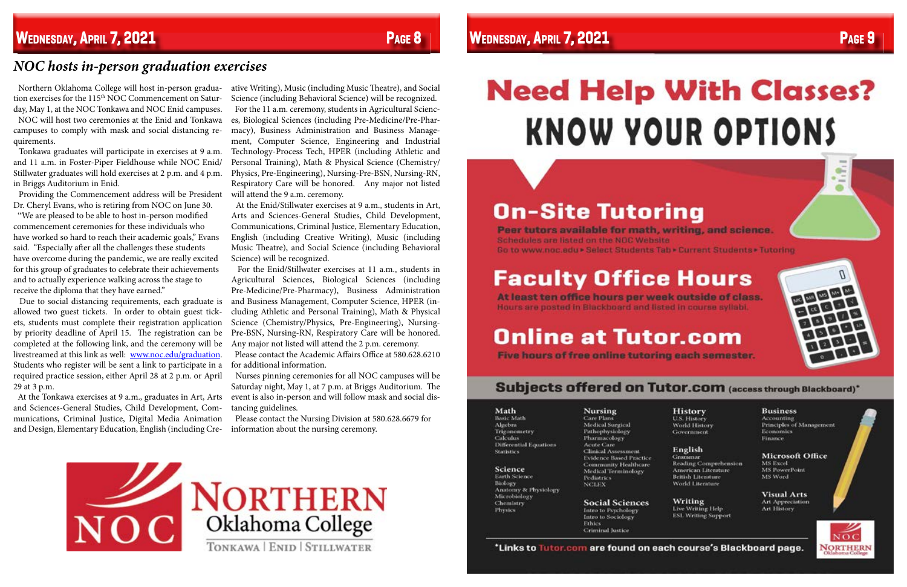## NOC hosts in-person graduation exercises

Northern Oklahoma College will host in-person graduation exercises for the 115th NOC Commencement on Saturday, May 1, at the NOC Tonkawa and NOC Enid campuses.

NOC will host two ceremonies at the Enid and Tonkawa campuses to comply with mask and social distancing requirements.

Tonkawa graduates will participate in exercises at 9 a.m. and 11 a.m. in Foster-Piper Fieldhouse while NOC Enid/Stillwater graduates will hold exercises at 2 p.m. and 4 p.m. in Briggs Auditorium in Enid.

Providing the Commencement address will be President Dr. Cheryl Evans, who is retiring from NOC on June 30.

"We are pleased to be able to host in-person modified commencement ceremonies for these individuals who have worked so hard to reach their academic goals," Evans said. "Especially after all the challenges these students have overcome during the pandemic, we are really excited for this group of graduates to celebrate their achievements and to actually experience walking across the stage to receive the diploma that they have earned."

Due to social distancing requirements, each graduate is allowed two guest tickets. In order to obtain guest tickets, students must complete their registration application by priority deadline of April 15. The registration can be completed at the following link, and the ceremony will be livestreamed at this link as well: www.noc.edu/graduation. Students who register will be sent a link to participate in a required practice session, either April 28 at 2 p.m. or April 29 at 3 p.m.

At the Tonkawa exercises at 9 a.m., graduates in Art, Arts and Sciences-General Studies, Child Development, Communications, Criminal Justice, Digital Media Animation and Design, Elementary Education, English (including Creative Writing), Music (including Music Theatre), and Social Science (including Behavioral Science) will be recognized.

For the 11 a.m. ceremony, students in Agricultural Sciences, Biological Sciences (including Pre-Medicine/Pre-Pharmacy), Business Administration and Business Management, Computer Science, Engineering and Industrial Technology-Process Tech, HPER (including Athletic and Personal Training), Math & Physical Science (Chemistry/Physics, Pre-Engineering), Nursing-Pre-BSN, Nursing-RN, Respiratory Care will be honored. Any major not listed will attend the 9 a.m. ceremony.

At the Enid/Stillwater exercises at 9 a.m., students in Art, Arts and Sciences-General Studies, Child Development, Communications, Criminal Justice, Elementary Education, English (including Creative Writing), Music (including Music Theatre), and Social Science (including Behavioral Science) will be recognized.

For the Enid/Stillwater exercises at 11 a.m., students in Agricultural Sciences, Biological Sciences (including Pre-Medicine/Pre-Pharmacy), Business Administration and Business Management, Computer Science, HPER (including Athletic and Personal Training), Math & Physical Science (Chemistry/Physics, Pre-Engineering), Nursing-Pre-BSN, Nursing-RN, Respiratory Care will be honored. Any major not listed will attend the 2 p.m. ceremony.

Please contact the Academic Affairs Office at 580.628.6210 for additional information.

Nurses pinning ceremonies for all NOC campuses will be Saturday night, May 1, at 7 p.m. at Briggs Auditorium. The event is also in-person and will follow mask and social distancing guidelines.

Please contact the Nursing Division at 580.628.6679 for information about the nursing ceremony.

NOC Northern Oklahoma College

Tonkawa | Enid | Stillwater

# Need Help With Classes?

# KNOW YOUR OPTIONS

## On-Site Tutoring

**Peer tutors available for math, writing, and science.**

Schedules are listed on the NOC Website

Go to www.noc.edu ▸ Select Students Tab ▸ Current Students ▸ Tutoring

## Faculty Office Hours

**At least ten office hours per week outside of class.**

Hours are posted in Blackboard and listed in course syllabi.

## Online at Tutor.com

**Five hours of free online tutoring each semester.**

### Subjects offered on Tutor.com (access through Blackboard)*

**Math**
Basic Math
Algebra
Trigonometry
Calculus
Differential Equations
Statistics

**Science**
Earth Science
Biology
Anatomy & Physiology
Microbiology
Chemistry
Physics

**Nursing**
Care Plans
Medical Surgical
Pathophysiology
Pharmacology
Acute Care
Clinical Assessment
Evidence Based Practice
Community Healthcare
Medical Terminology
Pediatrics
NCLEX

**Social Sciences**
Intro to Psychology
Intro to Sociology
Ethics
Criminal Justice

**History**
U.S. History
World History
Government

**English**
Grammar
Reading Comprehension
American Literature
British Literature
World Literature

**Writing**
Live Writing Help
ESL Writing Support

**Business**
Accounting
Principles of Management
Economics
Finance

**Microsoft Office**
MS Excel
MS PowerPoint
MS Word

**Visual Arts**
Art Appreciation
Art History

*Links to Tutor.com are found on each course's Blackboard page.

NOC Northern Oklahoma College